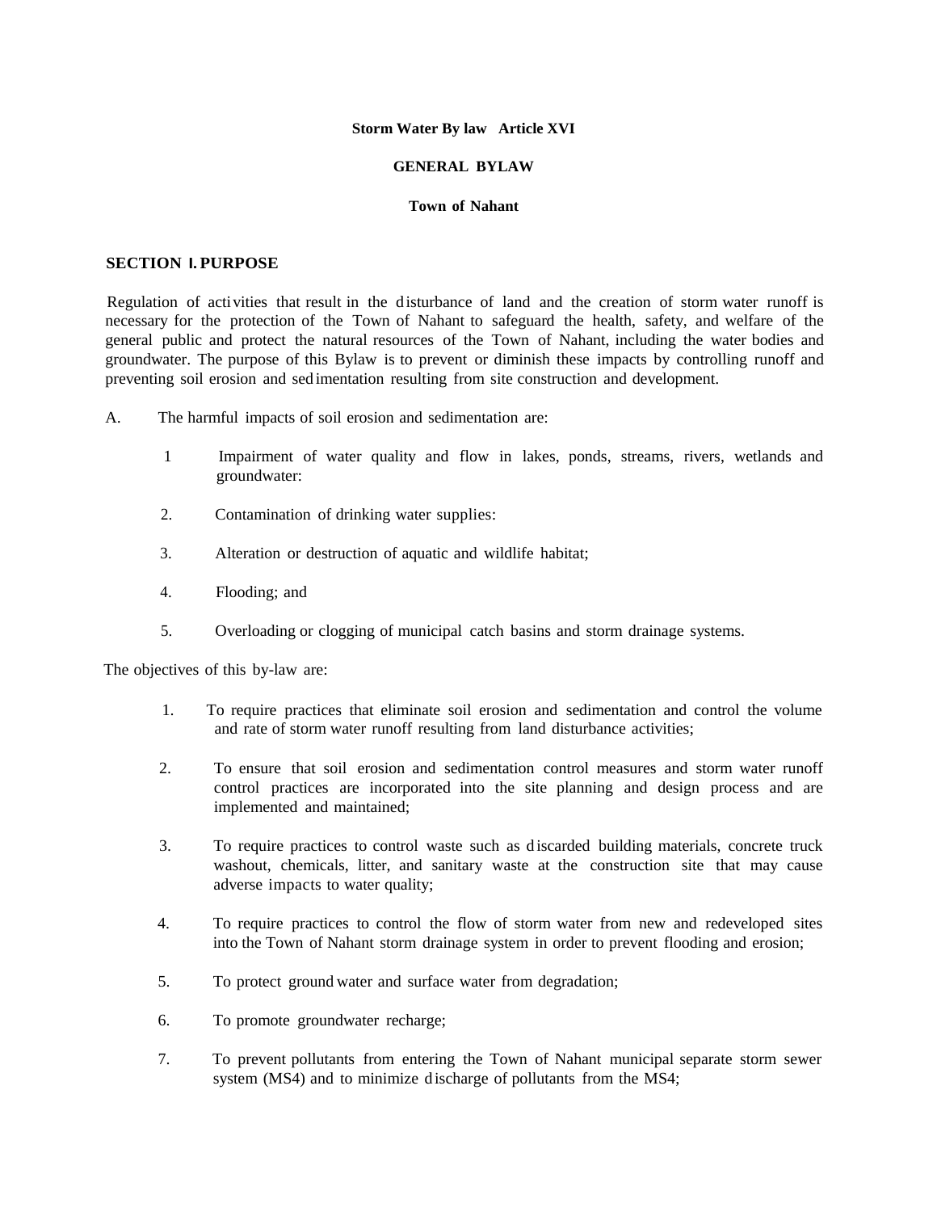**Storm Water By law Article XVI**

**GENERAL BYLAW**

**Town of Nahant**

## SECTION I. PURPOSE

Regulation of activities that result in the disturbance of land and the creation of storm water runoff is necessary for the protection of the Town of Nahant to safeguard the health, safety, and welfare of the general public and protect the natural resources of the Town of Nahant, including the water bodies and groundwater. The purpose of this Bylaw is to prevent or diminish these impacts by controlling runoff and preventing soil erosion and sedimentation resulting from site construction and development.

A. The harmful impacts of soil erosion and sedimentation are:

1 Impairment of water quality and flow in lakes, ponds, streams, rivers, wetlands and groundwater:

2. Contamination of drinking water supplies:

3. Alteration or destruction of aquatic and wildlife habitat;

4. Flooding; and

5. Overloading or clogging of municipal catch basins and storm drainage systems.

The objectives of this by-law are:

1. To require practices that eliminate soil erosion and sedimentation and control the volume and rate of storm water runoff resulting from land disturbance activities;

2. To ensure that soil erosion and sedimentation control measures and storm water runoff control practices are incorporated into the site planning and design process and are implemented and maintained;

3. To require practices to control waste such as discarded building materials, concrete truck washout, chemicals, litter, and sanitary waste at the construction site that may cause adverse impacts to water quality;

4. To require practices to control the flow of storm water from new and redeveloped sites into the Town of Nahant storm drainage system in order to prevent flooding and erosion;

5. To protect ground water and surface water from degradation;

6. To promote groundwater recharge;

7. To prevent pollutants from entering the Town of Nahant municipal separate storm sewer system (MS4) and to minimize discharge of pollutants from the MS4;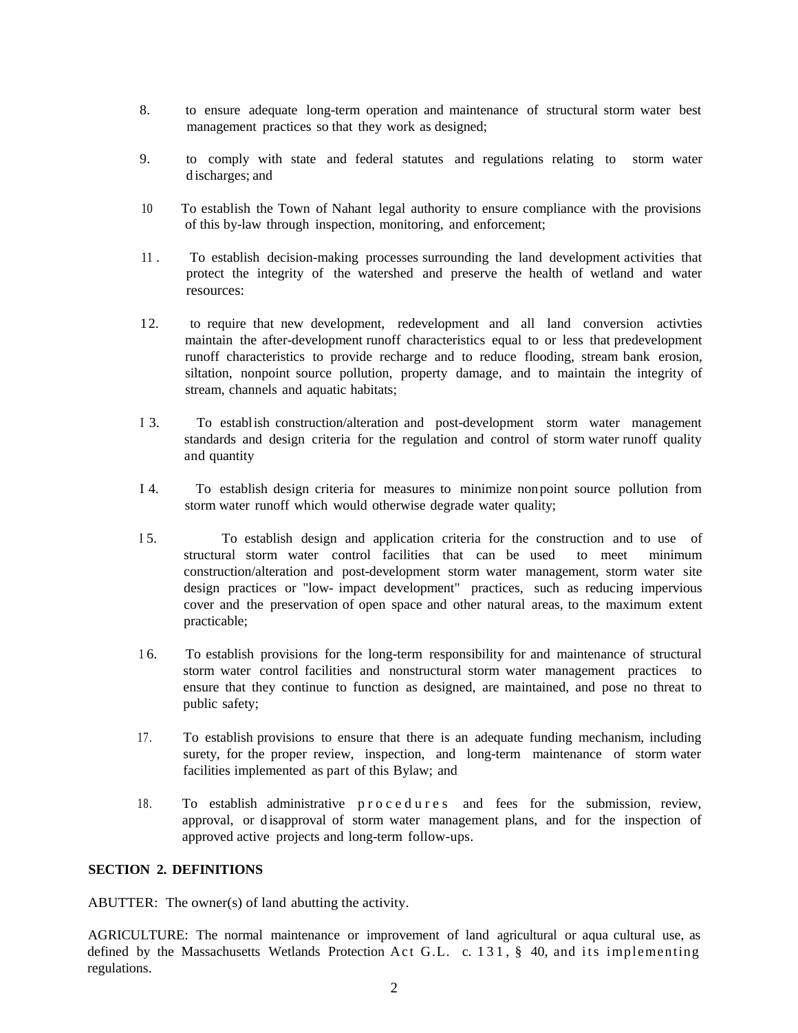8. to ensure adequate long-term operation and maintenance of structural storm water best management practices so that they work as designed;

9. to comply with state and federal statutes and regulations relating to storm water discharges; and

10. To establish the Town of Nahant legal authority to ensure compliance with the provisions of this by-law through inspection, monitoring, and enforcement;

11. To establish decision-making processes surrounding the land development activities that protect the integrity of the watershed and preserve the health of wetland and water resources:

12. to require that new development, redevelopment and all land conversion activties maintain the after-development runoff characteristics equal to or less that predevelopment runoff characteristics to provide recharge and to reduce flooding, stream bank erosion, siltation, nonpoint source pollution, property damage, and to maintain the integrity of stream, channels and aquatic habitats;

13. To establish construction/alteration and post-development storm water management standards and design criteria for the regulation and control of storm water runoff quality and quantity

14. To establish design criteria for measures to minimize nonpoint source pollution from storm water runoff which would otherwise degrade water quality;

15. To establish design and application criteria for the construction and to use of structural storm water control facilities that can be used to meet minimum construction/alteration and post-development storm water management, storm water site design practices or "low- impact development" practices, such as reducing impervious cover and the preservation of open space and other natural areas, to the maximum extent practicable;

16. To establish provisions for the long-term responsibility for and maintenance of structural storm water control facilities and nonstructural storm water management practices to ensure that they continue to function as designed, are maintained, and pose no threat to public safety;

17. To establish provisions to ensure that there is an adequate funding mechanism, including surety, for the proper review, inspection, and long-term maintenance of storm water facilities implemented as part of this Bylaw; and

18. To establish administrative procedures and fees for the submission, review, approval, or disapproval of storm water management plans, and for the inspection of approved active projects and long-term follow-ups.

**SECTION 2. DEFINITIONS**

ABUTTER: The owner(s) of land abutting the activity.

AGRICULTURE: The normal maintenance or improvement of land agricultural or aqua cultural use, as defined by the Massachusetts Wetlands Protection Act G.L. c. 131, § 40, and its implementing regulations.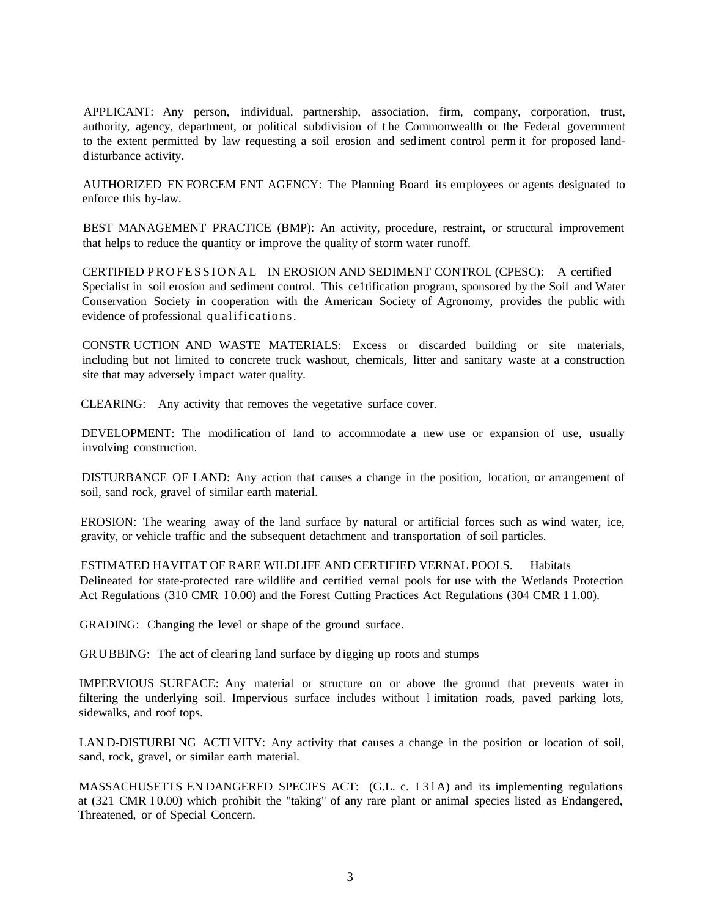APPLICANT: Any person, individual, partnership, association, firm, company, corporation, trust, authority, agency, department, or political subdivision of the Commonwealth or the Federal government to the extent permitted by law requesting a soil erosion and sediment control permit for proposed land-disturbance activity.

AUTHORIZED ENFORCEMENT AGENCY: The Planning Board its employees or agents designated to enforce this by-law.

BEST MANAGEMENT PRACTICE (BMP): An activity, procedure, restraint, or structural improvement that helps to reduce the quantity or improve the quality of storm water runoff.

CERTIFIED PROFESSIONAL IN EROSION AND SEDIMENT CONTROL (CPESC): A certified Specialist in soil erosion and sediment control. This ce1tification program, sponsored by the Soil and Water Conservation Society in cooperation with the American Society of Agronomy, provides the public with evidence of professional qualifications.

CONSTRUCTION AND WASTE MATERIALS: Excess or discarded building or site materials, including but not limited to concrete truck washout, chemicals, litter and sanitary waste at a construction site that may adversely impact water quality.

CLEARING: Any activity that removes the vegetative surface cover.

DEVELOPMENT: The modification of land to accommodate a new use or expansion of use, usually involving construction.

DISTURBANCE OF LAND: Any action that causes a change in the position, location, or arrangement of soil, sand rock, gravel of similar earth material.

EROSION: The wearing away of the land surface by natural or artificial forces such as wind water, ice, gravity, or vehicle traffic and the subsequent detachment and transportation of soil particles.

ESTIMATED HAVITAT OF RARE WILDLIFE AND CERTIFIED VERNAL POOLS. Habitats Delineated for state-protected rare wildlife and certified vernal pools for use with the Wetlands Protection Act Regulations (310 CMR 10.00) and the Forest Cutting Practices Act Regulations (304 CMR 11.00).

GRADING: Changing the level or shape of the ground surface.

GRUBBING: The act of clearing land surface by digging up roots and stumps

IMPERVIOUS SURFACE: Any material or structure on or above the ground that prevents water in filtering the underlying soil. Impervious surface includes without limitation roads, paved parking lots, sidewalks, and roof tops.

LAND-DISTURBING ACTIVITY: Any activity that causes a change in the position or location of soil, sand, rock, gravel, or similar earth material.

MASSACHUSETTS ENDANGERED SPECIES ACT: (G.L. c. 131A) and its implementing regulations at (321 CMR 10.00) which prohibit the "taking" of any rare plant or animal species listed as Endangered, Threatened, or of Special Concern.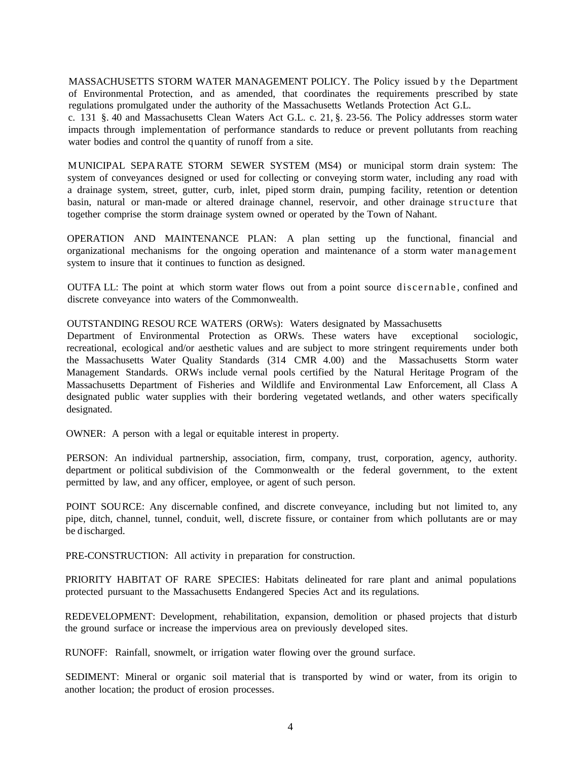MASSACHUSETTS STORM WATER MANAGEMENT POLICY. The Policy issued by the Department of Environmental Protection, and as amended, that coordinates the requirements prescribed by state regulations promulgated under the authority of the Massachusetts Wetlands Protection Act G.L. c. 131 §. 40 and Massachusetts Clean Waters Act G.L. c. 21, §. 23-56. The Policy addresses storm water impacts through implementation of performance standards to reduce or prevent pollutants from reaching water bodies and control the quantity of runoff from a site.

MUNICIPAL SEPARATE STORM SEWER SYSTEM (MS4) or municipal storm drain system: The system of conveyances designed or used for collecting or conveying storm water, including any road with a drainage system, street, gutter, curb, inlet, piped storm drain, pumping facility, retention or detention basin, natural or man-made or altered drainage channel, reservoir, and other drainage structure that together comprise the storm drainage system owned or operated by the Town of Nahant.

OPERATION AND MAINTENANCE PLAN: A plan setting up the functional, financial and organizational mechanisms for the ongoing operation and maintenance of a storm water management system to insure that it continues to function as designed.

OUTFALL: The point at which storm water flows out from a point source discernable, confined and discrete conveyance into waters of the Commonwealth.

OUTSTANDING RESOURCE WATERS (ORWs): Waters designated by Massachusetts Department of Environmental Protection as ORWs. These waters have exceptional sociologic, recreational, ecological and/or aesthetic values and are subject to more stringent requirements under both the Massachusetts Water Quality Standards (314 CMR 4.00) and the Massachusetts Storm water Management Standards. ORWs include vernal pools certified by the Natural Heritage Program of the Massachusetts Department of Fisheries and Wildlife and Environmental Law Enforcement, all Class A designated public water supplies with their bordering vegetated wetlands, and other waters specifically designated.

OWNER: A person with a legal or equitable interest in property.

PERSON: An individual partnership, association, firm, company, trust, corporation, agency, authority. department or political subdivision of the Commonwealth or the federal government, to the extent permitted by law, and any officer, employee, or agent of such person.

POINT SOURCE: Any discernable confined, and discrete conveyance, including but not limited to, any pipe, ditch, channel, tunnel, conduit, well, discrete fissure, or container from which pollutants are or may be discharged.

PRE-CONSTRUCTION: All activity in preparation for construction.

PRIORITY HABITAT OF RARE SPECIES: Habitats delineated for rare plant and animal populations protected pursuant to the Massachusetts Endangered Species Act and its regulations.

REDEVELOPMENT: Development, rehabilitation, expansion, demolition or phased projects that disturb the ground surface or increase the impervious area on previously developed sites.

RUNOFF: Rainfall, snowmelt, or irrigation water flowing over the ground surface.

SEDIMENT: Mineral or organic soil material that is transported by wind or water, from its origin to another location; the product of erosion processes.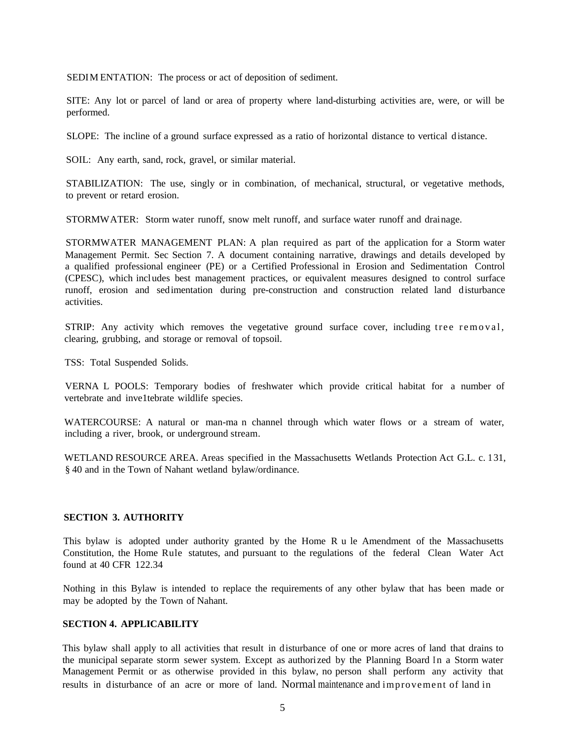SEDIMENTATION: The process or act of deposition of sediment.

SITE: Any lot or parcel of land or area of property where land-disturbing activities are, were, or will be performed.

SLOPE: The incline of a ground surface expressed as a ratio of horizontal distance to vertical distance.

SOIL: Any earth, sand, rock, gravel, or similar material.

STABILIZATION: The use, singly or in combination, of mechanical, structural, or vegetative methods, to prevent or retard erosion.

STORMWATER: Storm water runoff, snow melt runoff, and surface water runoff and drainage.

STORMWATER MANAGEMENT PLAN: A plan required as part of the application for a Storm water Management Permit. Sec Section 7. A document containing narrative, drawings and details developed by a qualified professional engineer (PE) or a Certified Professional in Erosion and Sedimentation Control (CPESC), which includes best management practices, or equivalent measures designed to control surface runoff, erosion and sedimentation during pre-construction and construction related land disturbance activities.

STRIP: Any activity which removes the vegetative ground surface cover, including tree removal, clearing, grubbing, and storage or removal of topsoil.

TSS: Total Suspended Solids.

VERNAL POOLS: Temporary bodies of freshwater which provide critical habitat for a number of vertebrate and inve1tebrate wildlife species.

WATERCOURSE: A natural or man-made channel through which water flows or a stream of water, including a river, brook, or underground stream.

WETLAND RESOURCE AREA. Areas specified in the Massachusetts Wetlands Protection Act G.L. c. 131, § 40 and in the Town of Nahant wetland bylaw/ordinance.

## SECTION 3. AUTHORITY

This bylaw is adopted under authority granted by the Home Rule Amendment of the Massachusetts Constitution, the Home Rule statutes, and pursuant to the regulations of the federal Clean Water Act found at 40 CFR 122.34

Nothing in this Bylaw is intended to replace the requirements of any other bylaw that has been made or may be adopted by the Town of Nahant.

## SECTION 4. APPLICABILITY

This bylaw shall apply to all activities that result in disturbance of one or more acres of land that drains to the municipal separate storm sewer system. Except as authorized by the Planning Board In a Storm water Management Permit or as otherwise provided in this bylaw, no person shall perform any activity that results in disturbance of an acre or more of land. Normal maintenance and improvement of land in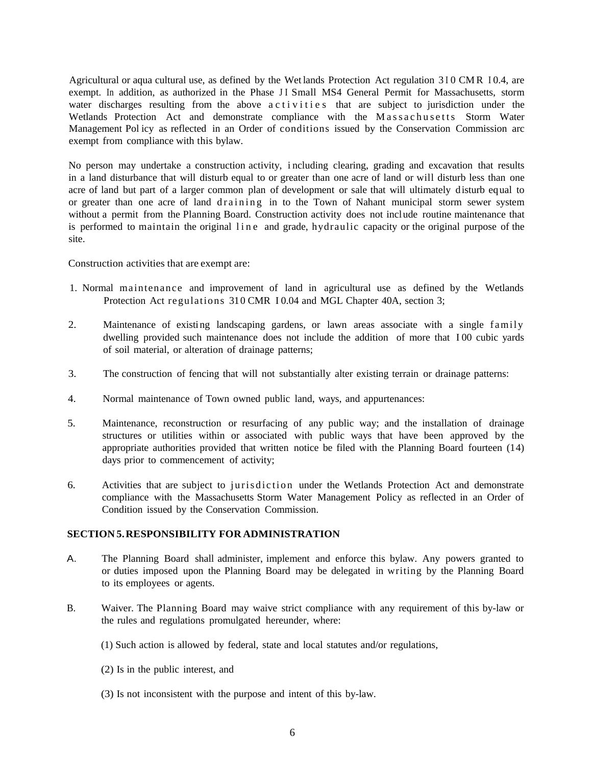Agricultural or aqua cultural use, as defined by the Wetlands Protection Act regulation 310 CMR 10.4, are exempt. In addition, as authorized in the Phase II Small MS4 General Permit for Massachusetts, storm water discharges resulting from the above activities that are subject to jurisdiction under the Wetlands Protection Act and demonstrate compliance with the Massachusetts Storm Water Management Policy as reflected in an Order of conditions issued by the Conservation Commission arc exempt from compliance with this bylaw.

No person may undertake a construction activity, including clearing, grading and excavation that results in a land disturbance that will disturb equal to or greater than one acre of land or will disturb less than one acre of land but part of a larger common plan of development or sale that will ultimately disturb equal to or greater than one acre of land draining in to the Town of Nahant municipal storm sewer system without a permit from the Planning Board. Construction activity does not include routine maintenance that is performed to maintain the original line and grade, hydraulic capacity or the original purpose of the site.

Construction activities that are exempt are:

1. Normal maintenance and improvement of land in agricultural use as defined by the Wetlands Protection Act regulations 310 CMR 10.04 and MGL Chapter 40A, section 3;
2. Maintenance of existing landscaping gardens, or lawn areas associate with a single family dwelling provided such maintenance does not include the addition of more that 100 cubic yards of soil material, or alteration of drainage patterns;
3. The construction of fencing that will not substantially alter existing terrain or drainage patterns:
4. Normal maintenance of Town owned public land, ways, and appurtenances:
5. Maintenance, reconstruction or resurfacing of any public way; and the installation of drainage structures or utilities within or associated with public ways that have been approved by the appropriate authorities provided that written notice be filed with the Planning Board fourteen (14) days prior to commencement of activity;
6. Activities that are subject to jurisdiction under the Wetlands Protection Act and demonstrate compliance with the Massachusetts Storm Water Management Policy as reflected in an Order of Condition issued by the Conservation Commission.

## SECTION 5. RESPONSIBILITY FOR ADMINISTRATION

A. The Planning Board shall administer, implement and enforce this bylaw. Any powers granted to or duties imposed upon the Planning Board may be delegated in writing by the Planning Board to its employees or agents.

B. Waiver. The Planning Board may waive strict compliance with any requirement of this by-law or the rules and regulations promulgated hereunder, where:

(1) Such action is allowed by federal, state and local statutes and/or regulations,

(2) Is in the public interest, and

(3) Is not inconsistent with the purpose and intent of this by-law.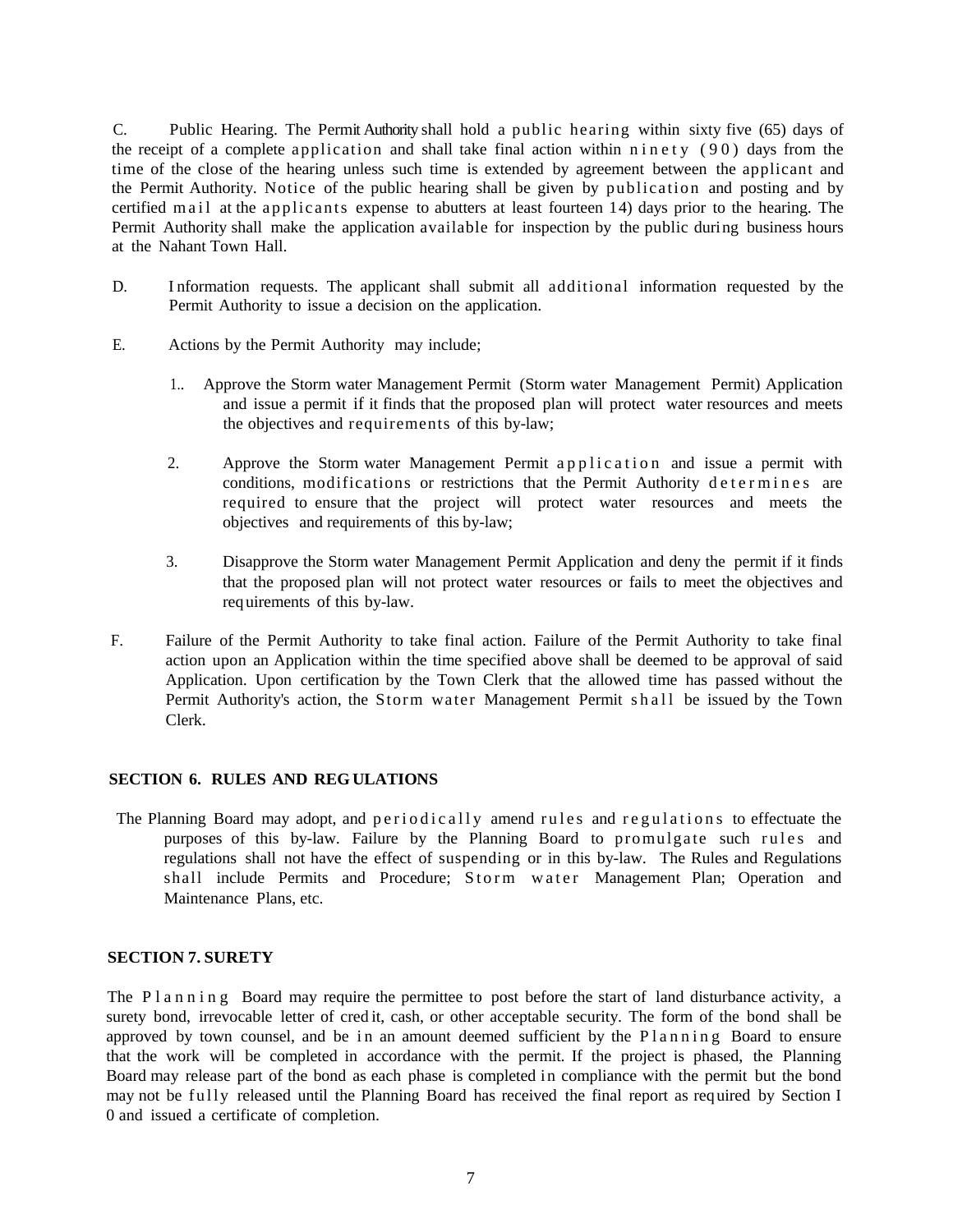C. Public Hearing. The Permit Authority shall hold a public hearing within sixty five (65) days of the receipt of a complete application and shall take final action within ninety (90) days from the time of the close of the hearing unless such time is extended by agreement between the applicant and the Permit Authority. Notice of the public hearing shall be given by publication and posting and by certified mail at the applicants expense to abutters at least fourteen 14) days prior to the hearing. The Permit Authority shall make the application available for inspection by the public during business hours at the Nahant Town Hall.

D. Information requests. The applicant shall submit all additional information requested by the Permit Authority to issue a decision on the application.

E. Actions by the Permit Authority may include;

1.. Approve the Storm water Management Permit (Storm water Management Permit) Application and issue a permit if it finds that the proposed plan will protect water resources and meets the objectives and requirements of this by-law;

2. Approve the Storm water Management Permit application and issue a permit with conditions, modifications or restrictions that the Permit Authority determines are required to ensure that the project will protect water resources and meets the objectives and requirements of this by-law;

3. Disapprove the Storm water Management Permit Application and deny the permit if it finds that the proposed plan will not protect water resources or fails to meet the objectives and requirements of this by-law.

F. Failure of the Permit Authority to take final action. Failure of the Permit Authority to take final action upon an Application within the time specified above shall be deemed to be approval of said Application. Upon certification by the Town Clerk that the allowed time has passed without the Permit Authority's action, the Storm water Management Permit shall be issued by the Town Clerk.

**SECTION 6. RULES AND REGULATIONS**

The Planning Board may adopt, and periodically amend rules and regulations to effectuate the purposes of this by-law. Failure by the Planning Board to promulgate such rules and regulations shall not have the effect of suspending or in this by-law. The Rules and Regulations shall include Permits and Procedure; Storm water Management Plan; Operation and Maintenance Plans, etc.

**SECTION 7. SURETY**

The Planning Board may require the permittee to post before the start of land disturbance activity, a surety bond, irrevocable letter of credit, cash, or other acceptable security. The form of the bond shall be approved by town counsel, and be in an amount deemed sufficient by the Planning Board to ensure that the work will be completed in accordance with the permit. If the project is phased, the Planning Board may release part of the bond as each phase is completed in compliance with the permit but the bond may not be fully released until the Planning Board has received the final report as required by Section I 0 and issued a certificate of completion.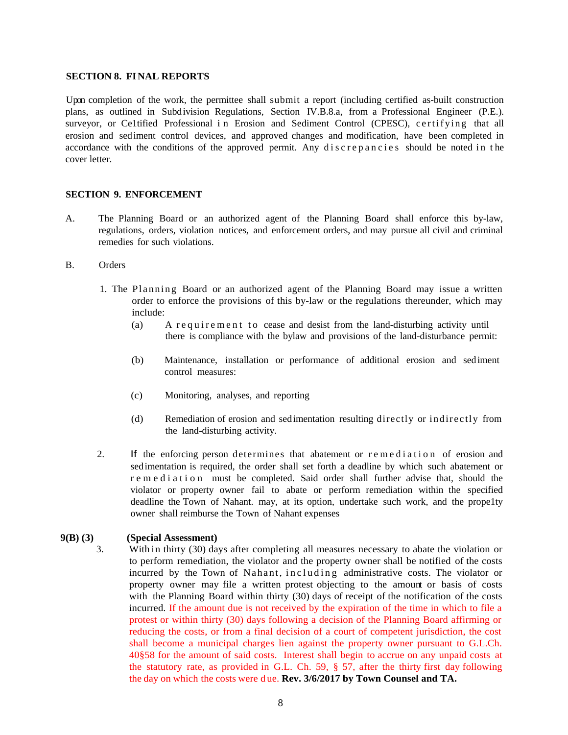**SECTION 8. FINAL REPORTS**

Upon completion of the work, the permittee shall submit a report (including certified as-built construction plans, as outlined in Subdivision Regulations, Section IV.B.8.a, from a Professional Engineer (P.E.). surveyor, or Ce1tified Professional in Erosion and Sediment Control (CPESC), certifying that all erosion and sediment control devices, and approved changes and modification, have been completed in accordance with the conditions of the approved permit. Any discrepancies should be noted in the cover letter.

**SECTION 9. ENFORCEMENT**

A. The Planning Board or an authorized agent of the Planning Board shall enforce this by-law, regulations, orders, violation notices, and enforcement orders, and may pursue all civil and criminal remedies for such violations.

B. Orders

1. The Planning Board or an authorized agent of the Planning Board may issue a written order to enforce the provisions of this by-law or the regulations thereunder, which may include:

   (a) A requirement to cease and desist from the land-disturbing activity until there is compliance with the bylaw and provisions of the land-disturbance permit:

   (b) Maintenance, installation or performance of additional erosion and sediment control measures:

   (c) Monitoring, analyses, and reporting

   (d) Remediation of erosion and sedimentation resulting directly or indirectly from the land-disturbing activity.

2. If the enforcing person determines that abatement or remediation of erosion and sedimentation is required, the order shall set forth a deadline by which such abatement or remediation must be completed. Said order shall further advise that, should the violator or property owner fail to abate or perform remediation within the specified deadline the Town of Nahant. may, at its option, undertake such work, and the prope1ty owner shall reimburse the Town of Nahant expenses

**9(B) (3) (Special Assessment)**

3. Within thirty (30) days after completing all measures necessary to abate the violation or to perform remediation, the violator and the property owner shall be notified of the costs incurred by the Town of Nahant, including administrative costs. The violator or property owner may file a written protest objecting to the amount or basis of costs with the Planning Board within thirty (30) days of receipt of the notification of the costs incurred. If the amount due is not received by the expiration of the time in which to file a protest or within thirty (30) days following a decision of the Planning Board affirming or reducing the costs, or from a final decision of a court of competent jurisdiction, the cost shall become a municipal charges lien against the property owner pursuant to G.L.Ch. 40§58 for the amount of said costs. Interest shall begin to accrue on any unpaid costs at the statutory rate, as provided in G.L. Ch. 59, § 57, after the thirty first day following the day on which the costs were due. **Rev. 3/6/2017 by Town Counsel and TA.**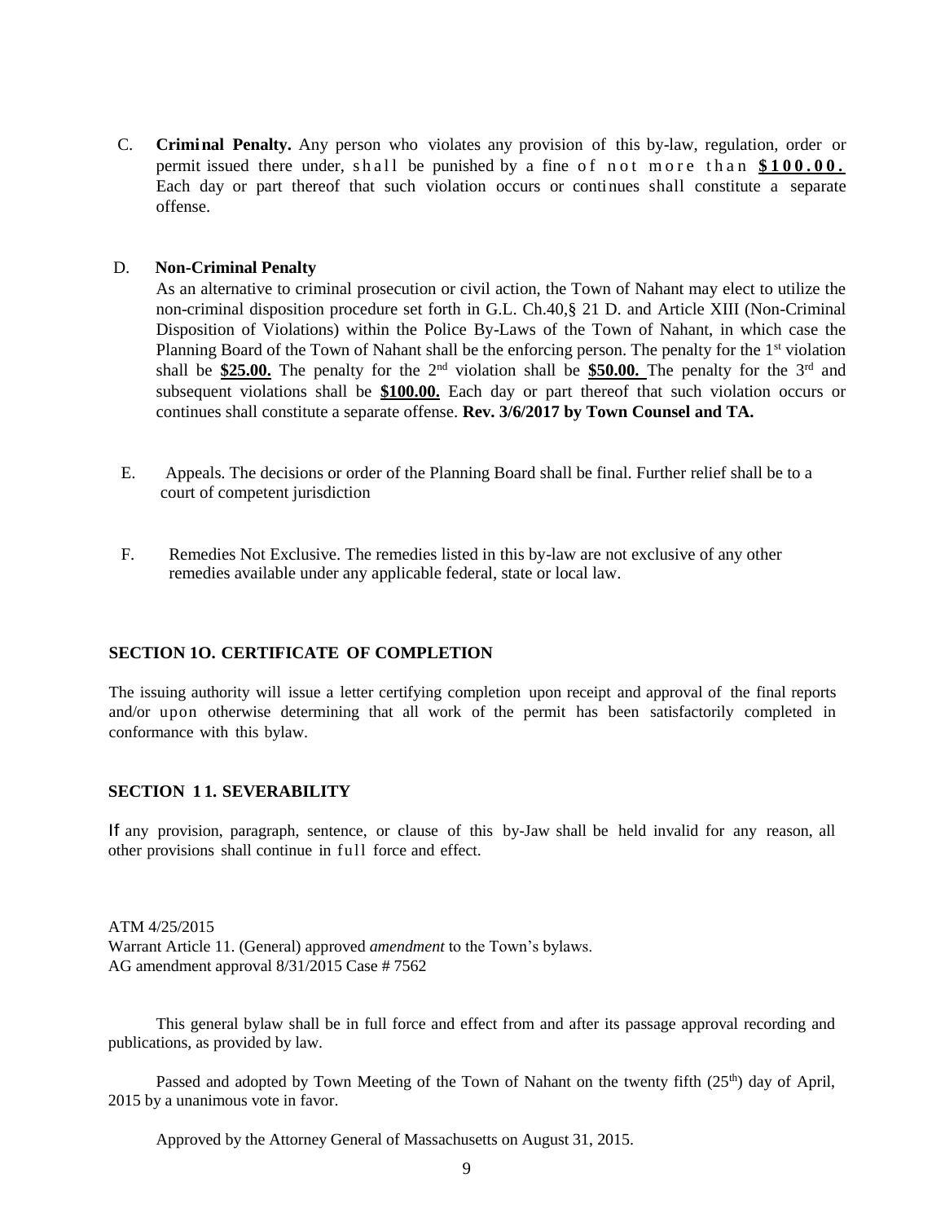C. **Criminal Penalty.** Any person who violates any provision of this by-law, regulation, order or permit issued there under, shall be punished by a fine of not more than **$100.00.** Each day or part thereof that such violation occurs or continues shall constitute a separate offense.

D. **Non-Criminal Penalty**

As an alternative to criminal prosecution or civil action, the Town of Nahant may elect to utilize the non-criminal disposition procedure set forth in G.L. Ch.40,§ 21 D. and Article XIII (Non-Criminal Disposition of Violations) within the Police By-Laws of the Town of Nahant, in which case the Planning Board of the Town of Nahant shall be the enforcing person. The penalty for the 1st violation shall be **$25.00.** The penalty for the 2nd violation shall be **$50.00.** The penalty for the 3rd and subsequent violations shall be **$100.00.** Each day or part thereof that such violation occurs or continues shall constitute a separate offense. **Rev. 3/6/2017 by Town Counsel and TA.**

E. Appeals. The decisions or order of the Planning Board shall be final. Further relief shall be to a court of competent jurisdiction

F. Remedies Not Exclusive. The remedies listed in this by-law are not exclusive of any other remedies available under any applicable federal, state or local law.

### SECTION 1O. CERTIFICATE OF COMPLETION

The issuing authority will issue a letter certifying completion upon receipt and approval of the final reports and/or upon otherwise determining that all work of the permit has been satisfactorily completed in conformance with this bylaw.

### SECTION 1 1. SEVERABILITY

If any provision, paragraph, sentence, or clause of this by-Jaw shall be held invalid for any reason, all other provisions shall continue in full force and effect.

ATM 4/25/2015
Warrant Article 11. (General) approved *amendment* to the Town's bylaws.
AG amendment approval 8/31/2015 Case # 7562

This general bylaw shall be in full force and effect from and after its passage approval recording and publications, as provided by law.

Passed and adopted by Town Meeting of the Town of Nahant on the twenty fifth (25th) day of April, 2015 by a unanimous vote in favor.

Approved by the Attorney General of Massachusetts on August 31, 2015.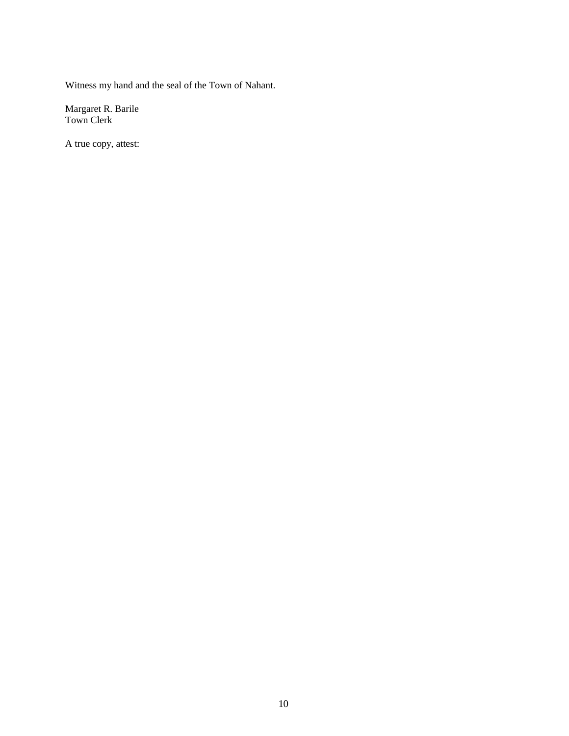Witness my hand and the seal of the Town of Nahant.

Margaret R. Barile
Town Clerk

A true copy, attest: